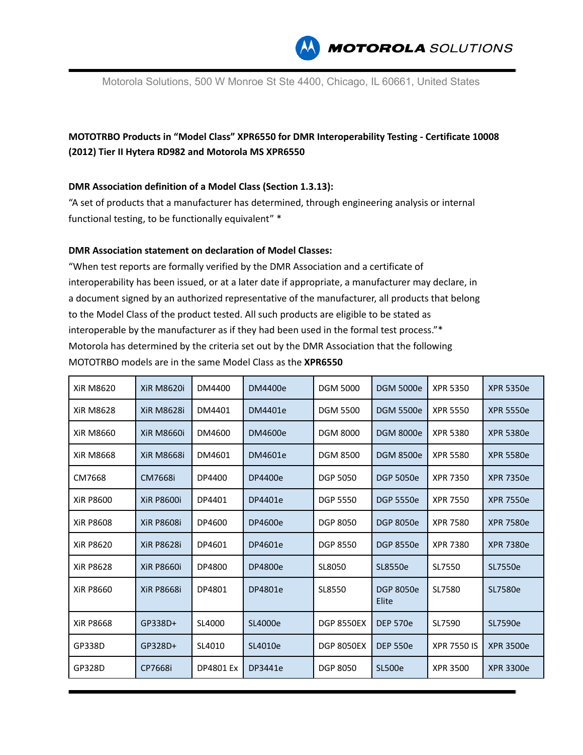MOTOROLA SOLUTIONS

Motorola Solutions, 500 W Monroe St Ste 4400, Chicago, IL 60661, United States

**MOTOTRBO Products in "Model Class" XPR6550 for DMR Interoperability Testing - Certificate 10008 (2012) Tier II Hytera RD982 and Motorola MS XPR6550**

**DMR Association definition of a Model Class (Section 1.3.13):**

"A set of products that a manufacturer has determined, through engineering analysis or internal functional testing, to be functionally equivalent" *

**DMR Association statement on declaration of Model Classes:**

"When test reports are formally verified by the DMR Association and a certificate of interoperability has been issued, or at a later date if appropriate, a manufacturer may declare, in a document signed by an authorized representative of the manufacturer, all products that belong to the Model Class of the product tested. All such products are eligible to be stated as interoperable by the manufacturer as if they had been used in the formal test process."*

Motorola has determined by the criteria set out by the DMR Association that the following MOTOTRBO models are in the same Model Class as the **XPR6550**

| | | | | | | | |
|---|---|---|---|---|---|---|---|
| XiR M8620 | XiR M8620i | DM4400 | DM4400e | DGM 5000 | DGM 5000e | XPR 5350 | XPR 5350e |
| XiR M8628 | XiR M8628i | DM4401 | DM4401e | DGM 5500 | DGM 5500e | XPR 5550 | XPR 5550e |
| XiR M8660 | XiR M8660i | DM4600 | DM4600e | DGM 8000 | DGM 8000e | XPR 5380 | XPR 5380e |
| XiR M8668 | XiR M8668i | DM4601 | DM4601e | DGM 8500 | DGM 8500e | XPR 5580 | XPR 5580e |
| CM7668 | CM7668i | DP4400 | DP4400e | DGP 5050 | DGP 5050e | XPR 7350 | XPR 7350e |
| XiR P8600 | XiR P8600i | DP4401 | DP4401e | DGP 5550 | DGP 5550e | XPR 7550 | XPR 7550e |
| XiR P8608 | XiR P8608i | DP4600 | DP4600e | DGP 8050 | DGP 8050e | XPR 7580 | XPR 7580e |
| XiR P8620 | XiR P8628i | DP4601 | DP4601e | DGP 8550 | DGP 8550e | XPR 7380 | XPR 7380e |
| XiR P8628 | XiR P8660i | DP4800 | DP4800e | SL8050 | SL8550e | SL7550 | SL7550e |
| XiR P8660 | XiR P8668i | DP4801 | DP4801e | SL8550 | DGP 8050e Elite | SL7580 | SL7580e |
| XiR P8668 | GP338D+ | SL4000 | SL4000e | DGP 8550EX | DEP 570e | SL7590 | SL7590e |
| GP338D | GP328D+ | SL4010 | SL4010e | DGP 8050EX | DEP 550e | XPR 7550 IS | XPR 3500e |
| GP328D | CP7668i | DP4801 Ex | DP3441e | DGP 8050 | SL500e | XPR 3500 | XPR 3300e |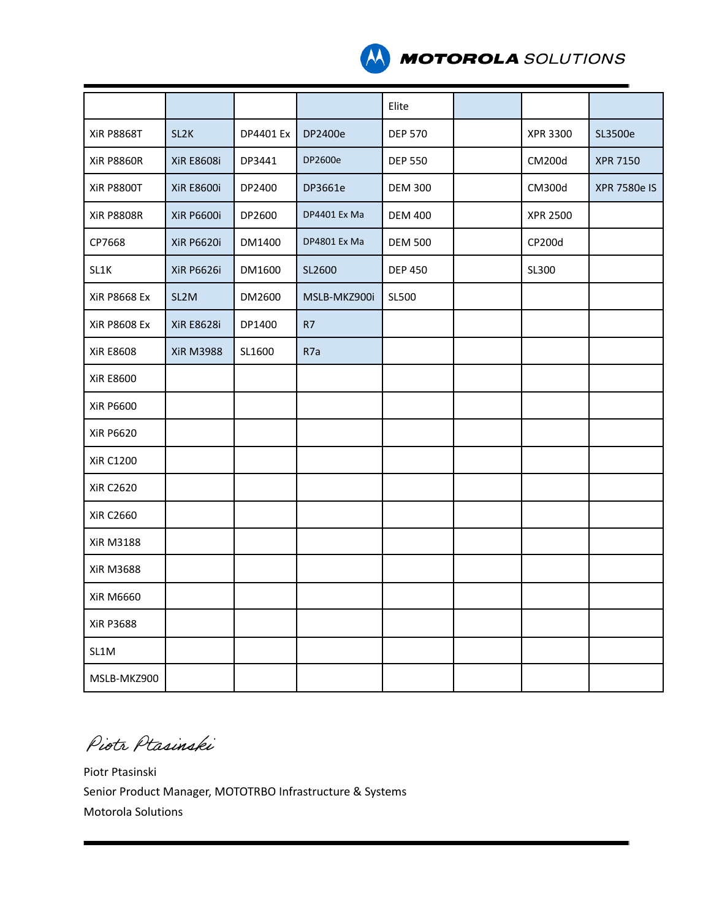| | | | | Elite | | | |
|---|---|---|---|---|---|---|---|
| XiR P8868T | SL2K | DP4401 Ex | DP2400e | DEP 570 | | XPR 3300 | SL3500e |
| XiR P8860R | XiR E8608i | DP3441 | DP2600e | DEP 550 | | CM200d | XPR 7150 |
| XiR P8800T | XiR E8600i | DP2400 | DP3661e | DEM 300 | | CM300d | XPR 7580e IS |
| XiR P8808R | XiR P6600i | DP2600 | DP4401 Ex Ma | DEM 400 | | XPR 2500 | |
| CP7668 | XiR P6620i | DM1400 | DP4801 Ex Ma | DEM 500 | | CP200d | |
| SL1K | XiR P6626i | DM1600 | SL2600 | DEP 450 | | SL300 | |
| XiR P8668 Ex | SL2M | DM2600 | MSLB-MKZ900i | SL500 | | | |
| XiR P8608 Ex | XiR E8628i | DP1400 | R7 | | | | |
| XiR E8608 | XiR M3988 | SL1600 | R7a | | | | |
| XiR E8600 | | | | | | | |
| XiR P6600 | | | | | | | |
| XiR P6620 | | | | | | | |
| XiR C1200 | | | | | | | |
| XiR C2620 | | | | | | | |
| XiR C2660 | | | | | | | |
| XiR M3188 | | | | | | | |
| XiR M3688 | | | | | | | |
| XiR M6660 | | | | | | | |
| XiR P3688 | | | | | | | |
| SL1M | | | | | | | |
| MSLB-MKZ900 | | | | | | | |

Piotr Ptasinski

Piotr Ptasinski
Senior Product Manager, MOTOTRBO Infrastructure & Systems
Motorola Solutions